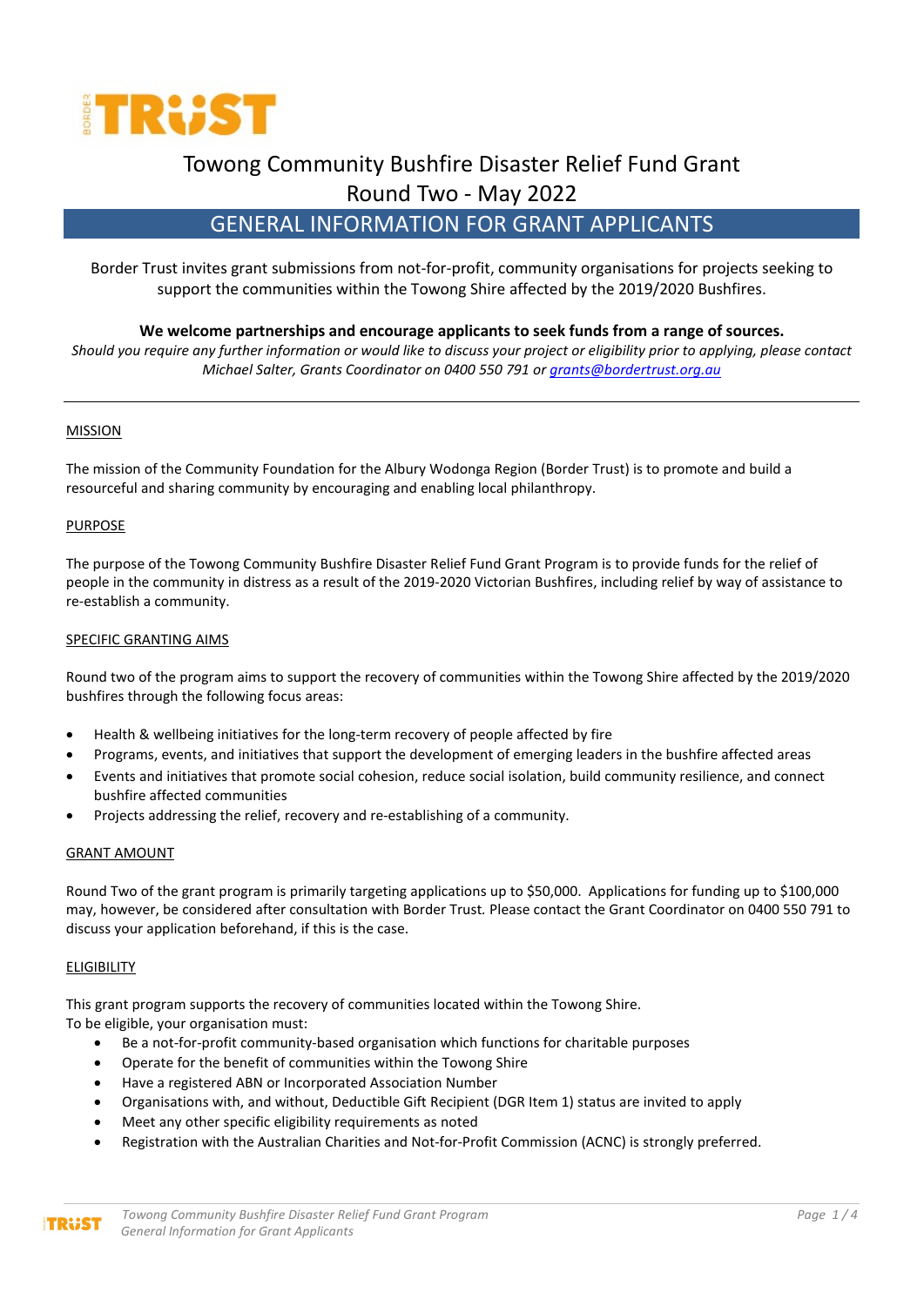# Towong Community Bushfire Disaster Relief Fund Grant

## Round Two - May 2022

## GENERAL INFORMATION FOR GRANT APPLICANTS

Border Trust invites grant submissions from not-for-profit, community organisations for projects seeking to support the communities within the Towong Shire affected by the 2019/2020 Bushfires.

**We welcome partnerships and encourage applicants to seek funds from a range of sources.**

*Should you require any further information or would like to discuss your project or eligibility prior to applying, please contact Michael Salter, Grants Coordinator on 0400 550 791 or grants@bordertrust.org.au*

---

### MISSION

The mission of the Community Foundation for the Albury Wodonga Region (Border Trust) is to promote and build a resourceful and sharing community by encouraging and enabling local philanthropy.

### PURPOSE

The purpose of the Towong Community Bushfire Disaster Relief Fund Grant Program is to provide funds for the relief of people in the community in distress as a result of the 2019-2020 Victorian Bushfires, including relief by way of assistance to re-establish a community.

### SPECIFIC GRANTING AIMS

Round two of the program aims to support the recovery of communities within the Towong Shire affected by the 2019/2020 bushfires through the following focus areas:

- Health & wellbeing initiatives for the long-term recovery of people affected by fire
- Programs, events, and initiatives that support the development of emerging leaders in the bushfire affected areas
- Events and initiatives that promote social cohesion, reduce social isolation, build community resilience, and connect bushfire affected communities
- Projects addressing the relief, recovery and re-establishing of a community.

### GRANT AMOUNT

Round Two of the grant program is primarily targeting applications up to $50,000. Applications for funding up to $100,000 may, however, be considered after consultation with Border Trust. Please contact the Grant Coordinator on 0400 550 791 to discuss your application beforehand, if this is the case.

### ELIGIBILITY

This grant program supports the recovery of communities located within the Towong Shire.
To be eligible, your organisation must:

- Be a not-for-profit community-based organisation which functions for charitable purposes
- Operate for the benefit of communities within the Towong Shire
- Have a registered ABN or Incorporated Association Number
- Organisations with, and without, Deductible Gift Recipient (DGR Item 1) status are invited to apply
- Meet any other specific eligibility requirements as noted
- Registration with the Australian Charities and Not-for-Profit Commission (ACNC) is strongly preferred.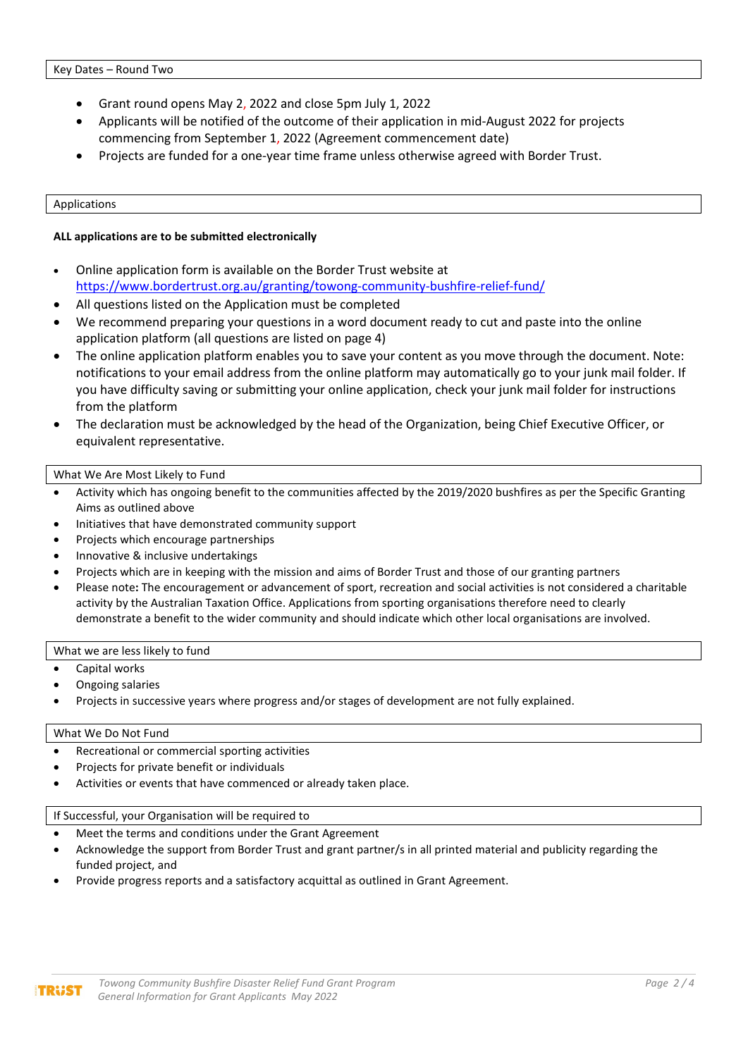## Key Dates – Round Two

- Grant round opens May 2, 2022 and close 5pm July 1, 2022
- Applicants will be notified of the outcome of their application in mid-August 2022 for projects commencing from September 1, 2022 (Agreement commencement date)
- Projects are funded for a one-year time frame unless otherwise agreed with Border Trust.

## Applications

**ALL applications are to be submitted electronically**

- Online application form is available on the Border Trust website at https://www.bordertrust.org.au/granting/towong-community-bushfire-relief-fund/
- All questions listed on the Application must be completed
- We recommend preparing your questions in a word document ready to cut and paste into the online application platform (all questions are listed on page 4)
- The online application platform enables you to save your content as you move through the document. Note: notifications to your email address from the online platform may automatically go to your junk mail folder. If you have difficulty saving or submitting your online application, check your junk mail folder for instructions from the platform
- The declaration must be acknowledged by the head of the Organization, being Chief Executive Officer, or equivalent representative.

## What We Are Most Likely to Fund

- Activity which has ongoing benefit to the communities affected by the 2019/2020 bushfires as per the Specific Granting Aims as outlined above
- Initiatives that have demonstrated community support
- Projects which encourage partnerships
- Innovative & inclusive undertakings
- Projects which are in keeping with the mission and aims of Border Trust and those of our granting partners
- Please note**:** The encouragement or advancement of sport, recreation and social activities is not considered a charitable activity by the Australian Taxation Office. Applications from sporting organisations therefore need to clearly demonstrate a benefit to the wider community and should indicate which other local organisations are involved.

## What we are less likely to fund

- Capital works
- Ongoing salaries
- Projects in successive years where progress and/or stages of development are not fully explained.

## What We Do Not Fund

- Recreational or commercial sporting activities
- Projects for private benefit or individuals
- Activities or events that have commenced or already taken place.

## If Successful, your Organisation will be required to

- Meet the terms and conditions under the Grant Agreement
- Acknowledge the support from Border Trust and grant partner/s in all printed material and publicity regarding the funded project, and
- Provide progress reports and a satisfactory acquittal as outlined in Grant Agreement.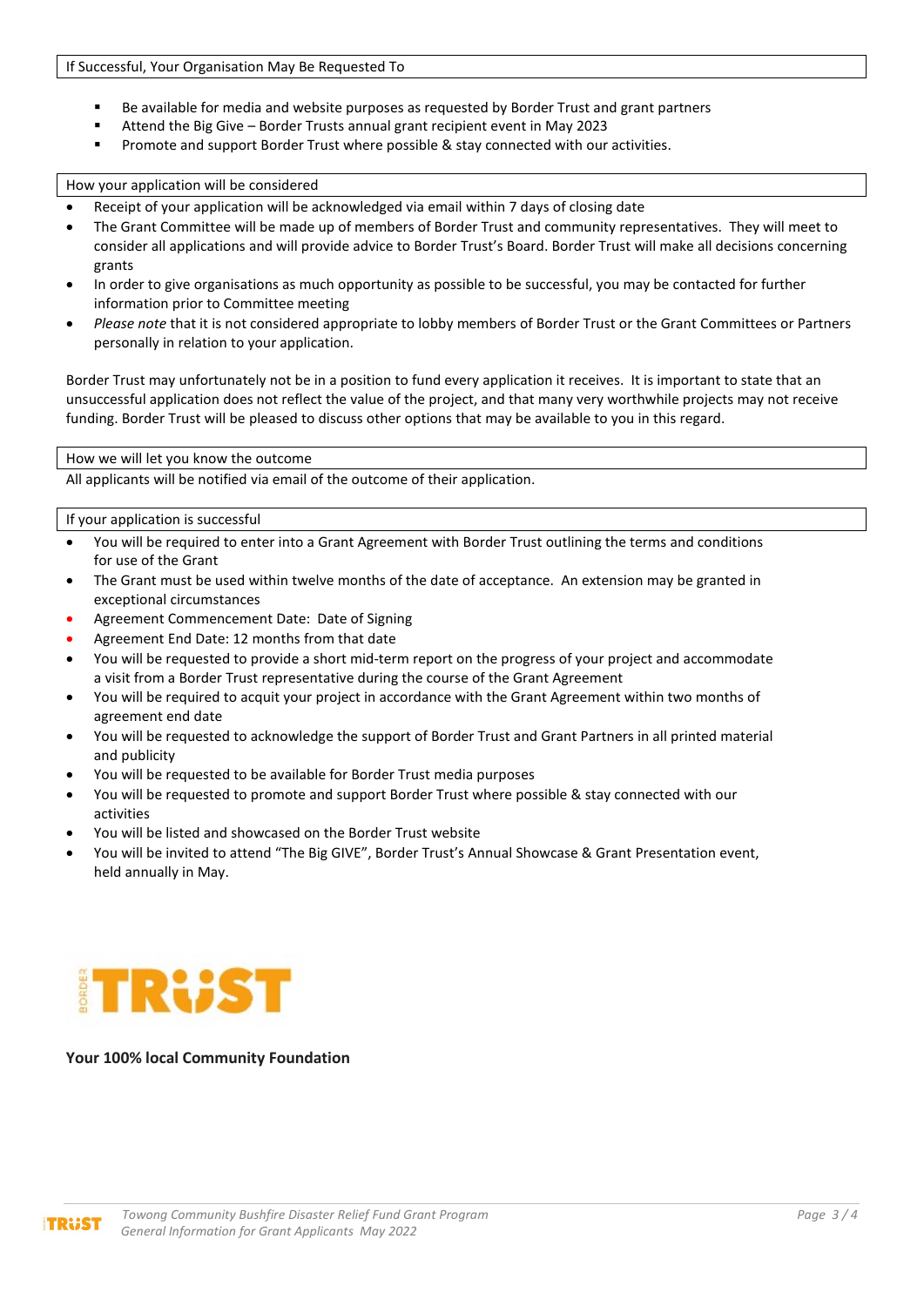## If Successful, Your Organisation May Be Requested To

- Be available for media and website purposes as requested by Border Trust and grant partners
- Attend the Big Give – Border Trusts annual grant recipient event in May 2023
- Promote and support Border Trust where possible & stay connected with our activities.

## How your application will be considered

- Receipt of your application will be acknowledged via email within 7 days of closing date
- The Grant Committee will be made up of members of Border Trust and community representatives. They will meet to consider all applications and will provide advice to Border Trust's Board. Border Trust will make all decisions concerning grants
- In order to give organisations as much opportunity as possible to be successful, you may be contacted for further information prior to Committee meeting
- *Please note* that it is not considered appropriate to lobby members of Border Trust or the Grant Committees or Partners personally in relation to your application.

Border Trust may unfortunately not be in a position to fund every application it receives. It is important to state that an unsuccessful application does not reflect the value of the project, and that many very worthwhile projects may not receive funding. Border Trust will be pleased to discuss other options that may be available to you in this regard.

## How we will let you know the outcome

All applicants will be notified via email of the outcome of their application.

## If your application is successful

- You will be required to enter into a Grant Agreement with Border Trust outlining the terms and conditions for use of the Grant
- The Grant must be used within twelve months of the date of acceptance. An extension may be granted in exceptional circumstances
- Agreement Commencement Date: Date of Signing
- Agreement End Date: 12 months from that date
- You will be requested to provide a short mid-term report on the progress of your project and accommodate a visit from a Border Trust representative during the course of the Grant Agreement
- You will be required to acquit your project in accordance with the Grant Agreement within two months of agreement end date
- You will be requested to acknowledge the support of Border Trust and Grant Partners in all printed material and publicity
- You will be requested to be available for Border Trust media purposes
- You will be requested to promote and support Border Trust where possible & stay connected with our activities
- You will be listed and showcased on the Border Trust website
- You will be invited to attend "The Big GIVE", Border Trust's Annual Showcase & Grant Presentation event, held annually in May.

BORDER TRUST

**Your 100% local Community Foundation**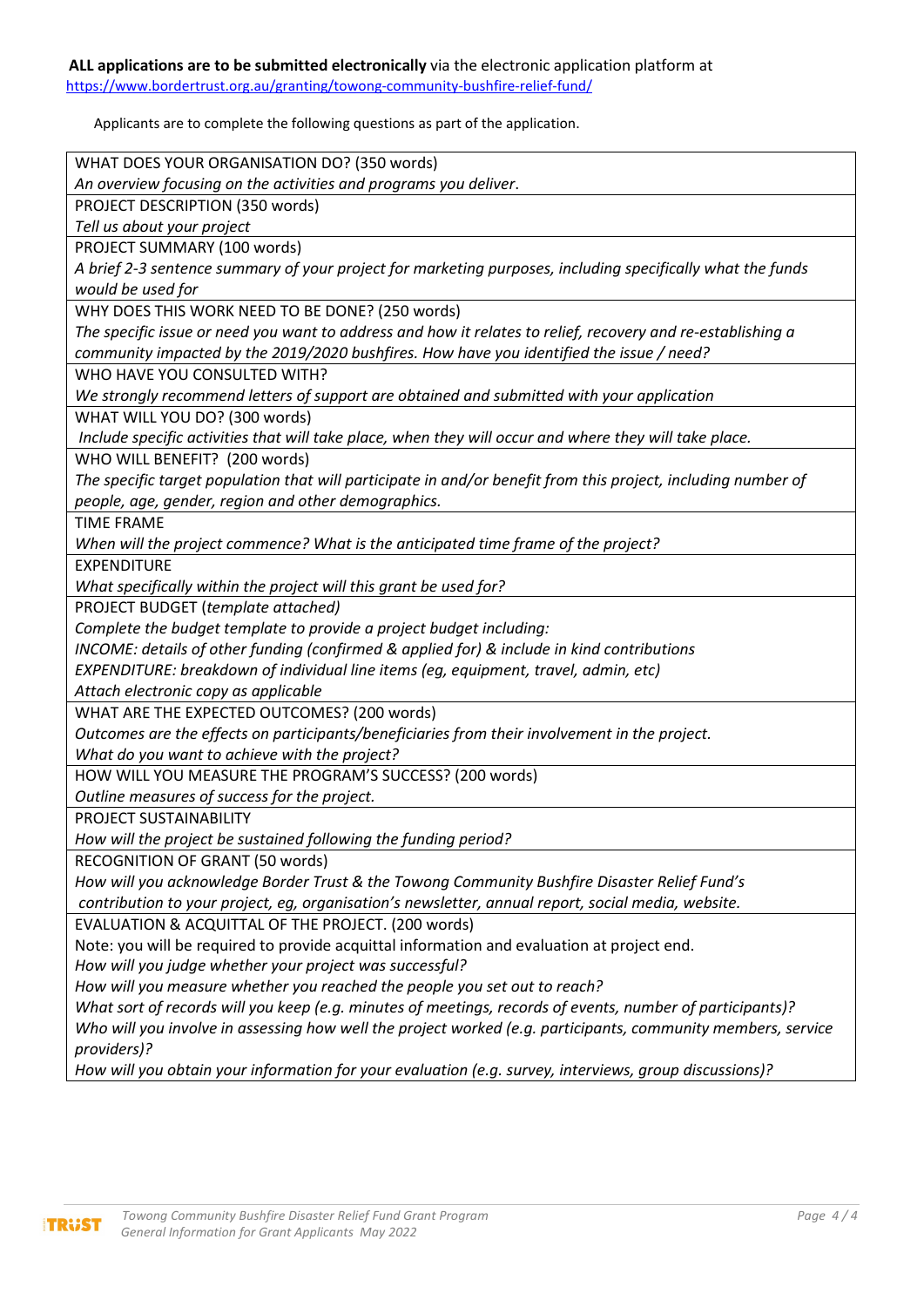**ALL applications are to be submitted electronically** via the electronic application platform at https://www.bordertrust.org.au/granting/towong-community-bushfire-relief-fund/

Applicants are to complete the following questions as part of the application.

| |
|---|
| WHAT DOES YOUR ORGANISATION DO? (350 words)<br>*An overview focusing on the activities and programs you deliver.* |
| PROJECT DESCRIPTION (350 words)<br>*Tell us about your project* |
| PROJECT SUMMARY (100 words)<br>*A brief 2-3 sentence summary of your project for marketing purposes, including specifically what the funds would be used for* |
| WHY DOES THIS WORK NEED TO BE DONE? (250 words)<br>*The specific issue or need you want to address and how it relates to relief, recovery and re-establishing a community impacted by the 2019/2020 bushfires. How have you identified the issue / need?* |
| WHO HAVE YOU CONSULTED WITH?<br>*We strongly recommend letters of support are obtained and submitted with your application* |
| WHAT WILL YOU DO? (300 words)<br>*Include specific activities that will take place, when they will occur and where they will take place.* |
| WHO WILL BENEFIT? (200 words)<br>*The specific target population that will participate in and/or benefit from this project, including number of people, age, gender, region and other demographics.* |
| TIME FRAME<br>*When will the project commence? What is the anticipated time frame of the project?* |
| EXPENDITURE<br>*What specifically within the project will this grant be used for?* |
| PROJECT BUDGET (*template attached*)<br>*Complete the budget template to provide a project budget including:*<br>*INCOME: details of other funding (confirmed & applied for) & include in kind contributions*<br>*EXPENDITURE: breakdown of individual line items (eg, equipment, travel, admin, etc)*<br>*Attach electronic copy as applicable* |
| WHAT ARE THE EXPECTED OUTCOMES? (200 words)<br>*Outcomes are the effects on participants/beneficiaries from their involvement in the project.*<br>*What do you want to achieve with the project?* |
| HOW WILL YOU MEASURE THE PROGRAM'S SUCCESS? (200 words)<br>*Outline measures of success for the project.* |
| PROJECT SUSTAINABILITY<br>*How will the project be sustained following the funding period?* |
| RECOGNITION OF GRANT (50 words)<br>*How will you acknowledge Border Trust & the Towong Community Bushfire Disaster Relief Fund's contribution to your project, eg, organisation's newsletter, annual report, social media, website.* |
| EVALUATION & ACQUITTAL OF THE PROJECT. (200 words)<br>Note: you will be required to provide acquittal information and evaluation at project end.<br>*How will you judge whether your project was successful?*<br>*How will you measure whether you reached the people you set out to reach?*<br>*What sort of records will you keep (e.g. minutes of meetings, records of events, number of participants)?*<br>*Who will you involve in assessing how well the project worked (e.g. participants, community members, service providers)?*<br>*How will you obtain your information for your evaluation (e.g. survey, interviews, group discussions)?* |